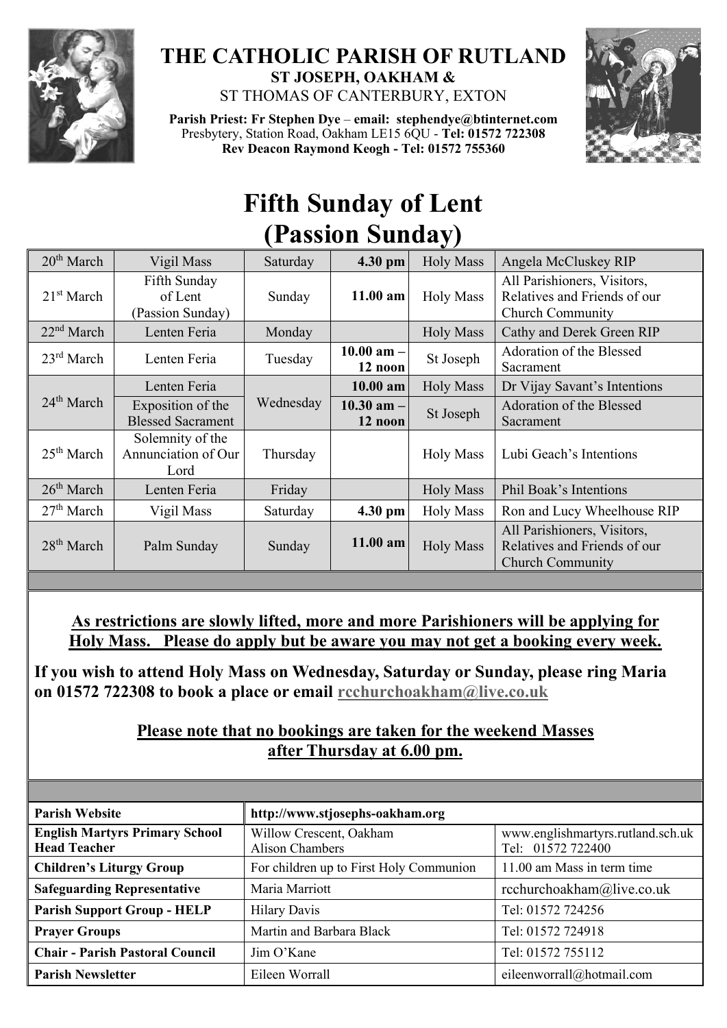# THE CATHOLIC PARISH OF RUTLAND

**ST JOSEPH, OAKHAM &**
ST THOMAS OF CANTERBURY, EXTON

**Parish Priest: Fr Stephen Dye** – **email: stephendye@btinternet.com**
Presbytery, Station Road, Oakham LE15 6QU - **Tel: 01572 722308**
**Rev Deacon Raymond Keogh - Tel: 01572 755360**

# Fifth Sunday of Lent (Passion Sunday)

| | | | | | |
|---|---|---|---|---|---|
| 20th March | Vigil Mass | Saturday | **4.30 pm** | Holy Mass | Angela McCluskey RIP |
| 21st March | Fifth Sunday of Lent (Passion Sunday) | Sunday | **11.00 am** | Holy Mass | All Parishioners, Visitors, Relatives and Friends of our Church Community |
| 22nd March | Lenten Feria | Monday | | Holy Mass | Cathy and Derek Green RIP |
| 23rd March | Lenten Feria | Tuesday | **10.00 am – 12 noon** | St Joseph | Adoration of the Blessed Sacrament |
| 24th March | Lenten Feria | Wednesday | **10.00 am** | Holy Mass | Dr Vijay Savant's Intentions |
| | Exposition of the Blessed Sacrament | | **10.30 am – 12 noon** | St Joseph | Adoration of the Blessed Sacrament |
| 25th March | Solemnity of the Annunciation of Our Lord | Thursday | | Holy Mass | Lubi Geach's Intentions |
| 26th March | Lenten Feria | Friday | | Holy Mass | Phil Boak's Intentions |
| 27th March | Vigil Mass | Saturday | **4.30 pm** | Holy Mass | Ron and Lucy Wheelhouse RIP |
| 28th March | Palm Sunday | Sunday | **11.00 am** | Holy Mass | All Parishioners, Visitors, Relatives and Friends of our Church Community |

**As restrictions are slowly lifted, more and more Parishioners will be applying for Holy Mass. Please do apply but be aware you may not get a booking every week.**

**If you wish to attend Holy Mass on Wednesday, Saturday or Sunday, please ring Maria on 01572 722308 to book a place or email rcchurchoakham@live.co.uk**

**Please note that no bookings are taken for the weekend Masses after Thursday at 6.00 pm.**

| | | |
|---|---|---|
| **Parish Website** | **http://www.stjosephs-oakham.org** | |
| **English Martyrs Primary School Head Teacher** | Willow Crescent, Oakham Alison Chambers | www.englishmartyrs.rutland.sch.uk Tel: 01572 722400 |
| **Children's Liturgy Group** | For children up to First Holy Communion | 11.00 am Mass in term time |
| **Safeguarding Representative** | Maria Marriott | rcchurchoakham@live.co.uk |
| **Parish Support Group - HELP** | Hilary Davis | Tel: 01572 724256 |
| **Prayer Groups** | Martin and Barbara Black | Tel: 01572 724918 |
| **Chair - Parish Pastoral Council** | Jim O'Kane | Tel: 01572 755112 |
| **Parish Newsletter** | Eileen Worrall | eileenworrall@hotmail.com |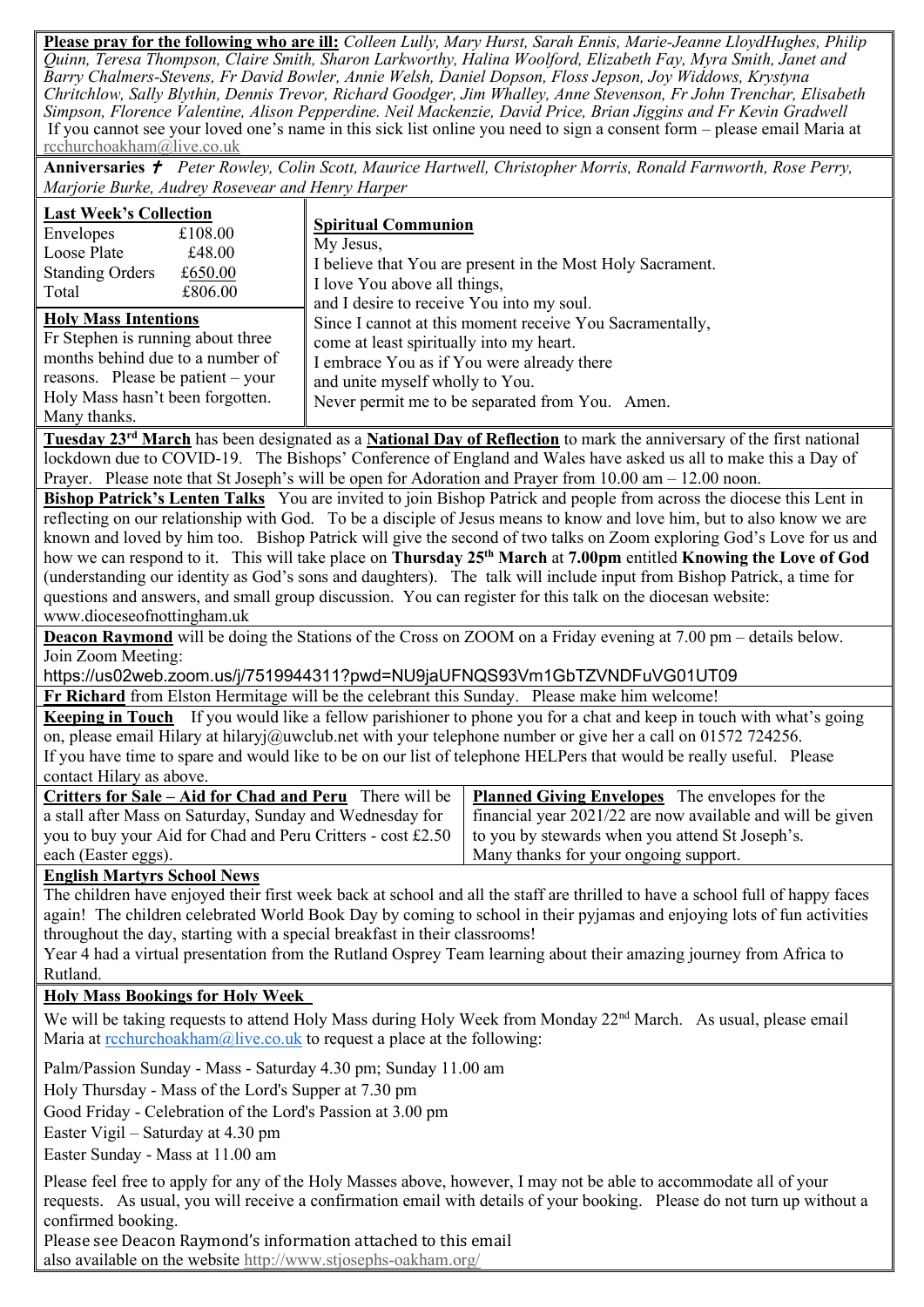**Please pray for the following who are ill:** *Colleen Lully, Mary Hurst, Sarah Ennis, Marie-Jeanne LloydHughes, Philip Quinn, Teresa Thompson, Claire Smith, Sharon Larkworthy, Halina Woolford, Elizabeth Fay, Myra Smith, Janet and Barry Chalmers-Stevens, Fr David Bowler, Annie Welsh, Daniel Dopson, Floss Jepson, Joy Widdows, Krystyna Chritchlow, Sally Blythin, Dennis Trevor, Richard Goodger, Jim Whalley, Anne Stevenson, Fr John Trenchar, Elisabeth Simpson, Florence Valentine, Alison Pepperdine. Neil Mackenzie, David Price, Brian Jiggins and Fr Kevin Gradwell*

If you cannot see your loved one's name in this sick list online you need to sign a consent form – please email Maria at rcchurchoakham@live.co.uk

**Anniversaries** ✝ *Peter Rowley, Colin Scott, Maurice Hartwell, Christopher Morris, Ronald Farnworth, Rose Perry, Marjorie Burke, Audrey Rosevear and Henry Harper*

**Last Week's Collection**

| | |
|---|---|
| Envelopes | £108.00 |
| Loose Plate | £48.00 |
| Standing Orders | £650.00 |
| Total | £806.00 |

**Holy Mass Intentions**
Fr Stephen is running about three months behind due to a number of reasons. Please be patient – your Holy Mass hasn't been forgotten. Many thanks.

**Spiritual Communion**
My Jesus,
I believe that You are present in the Most Holy Sacrament.
I love You above all things,
and I desire to receive You into my soul.
Since I cannot at this moment receive You Sacramentally,
come at least spiritually into my heart.
I embrace You as if You were already there
and unite myself wholly to You.
Never permit me to be separated from You. Amen.

**Tuesday 23rd March** has been designated as a **National Day of Reflection** to mark the anniversary of the first national lockdown due to COVID-19. The Bishops' Conference of England and Wales have asked us all to make this a Day of Prayer. Please note that St Joseph's will be open for Adoration and Prayer from 10.00 am – 12.00 noon.

**Bishop Patrick's Lenten Talks** You are invited to join Bishop Patrick and people from across the diocese this Lent in reflecting on our relationship with God. To be a disciple of Jesus means to know and love him, but to also know we are known and loved by him too. Bishop Patrick will give the second of two talks on Zoom exploring God's Love for us and how we can respond to it. This will take place on **Thursday 25th March** at **7.00pm** entitled **Knowing the Love of God** (understanding our identity as God's sons and daughters). The talk will include input from Bishop Patrick, a time for questions and answers, and small group discussion. You can register for this talk on the diocesan website: www.dioceseofnottingham.uk

**Deacon Raymond** will be doing the Stations of the Cross on ZOOM on a Friday evening at 7.00 pm – details below.
Join Zoom Meeting:
https://us02web.zoom.us/j/7519944311?pwd=NU9jaUFNQS93Vm1GbTZVNDFuVG01UT09

**Fr Richard** from Elston Hermitage will be the celebrant this Sunday. Please make him welcome!

**Keeping in Touch** If you would like a fellow parishioner to phone you for a chat and keep in touch with what's going on, please email Hilary at hilaryj@uwclub.net with your telephone number or give her a call on 01572 724256.
If you have time to spare and would like to be on our list of telephone HELPers that would be really useful. Please contact Hilary as above.

**Critters for Sale – Aid for Chad and Peru** There will be a stall after Mass on Saturday, Sunday and Wednesday for you to buy your Aid for Chad and Peru Critters - cost £2.50 each (Easter eggs).

**Planned Giving Envelopes** The envelopes for the financial year 2021/22 are now available and will be given to you by stewards when you attend St Joseph's. Many thanks for your ongoing support.

**English Martyrs School News**
The children have enjoyed their first week back at school and all the staff are thrilled to have a school full of happy faces again! The children celebrated World Book Day by coming to school in their pyjamas and enjoying lots of fun activities throughout the day, starting with a special breakfast in their classrooms!
Year 4 had a virtual presentation from the Rutland Osprey Team learning about their amazing journey from Africa to Rutland.

**Holy Mass Bookings for Holy Week**

We will be taking requests to attend Holy Mass during Holy Week from Monday 22nd March. As usual, please email Maria at rcchurchoakham@live.co.uk to request a place at the following:

Palm/Passion Sunday - Mass - Saturday 4.30 pm; Sunday 11.00 am
Holy Thursday - Mass of the Lord's Supper at 7.30 pm
Good Friday - Celebration of the Lord's Passion at 3.00 pm
Easter Vigil – Saturday at 4.30 pm
Easter Sunday - Mass at 11.00 am

Please feel free to apply for any of the Holy Masses above, however, I may not be able to accommodate all of your requests. As usual, you will receive a confirmation email with details of your booking. Please do not turn up without a confirmed booking.
Please see Deacon Raymond's information attached to this email
also available on the website http://www.stjosephs-oakham.org/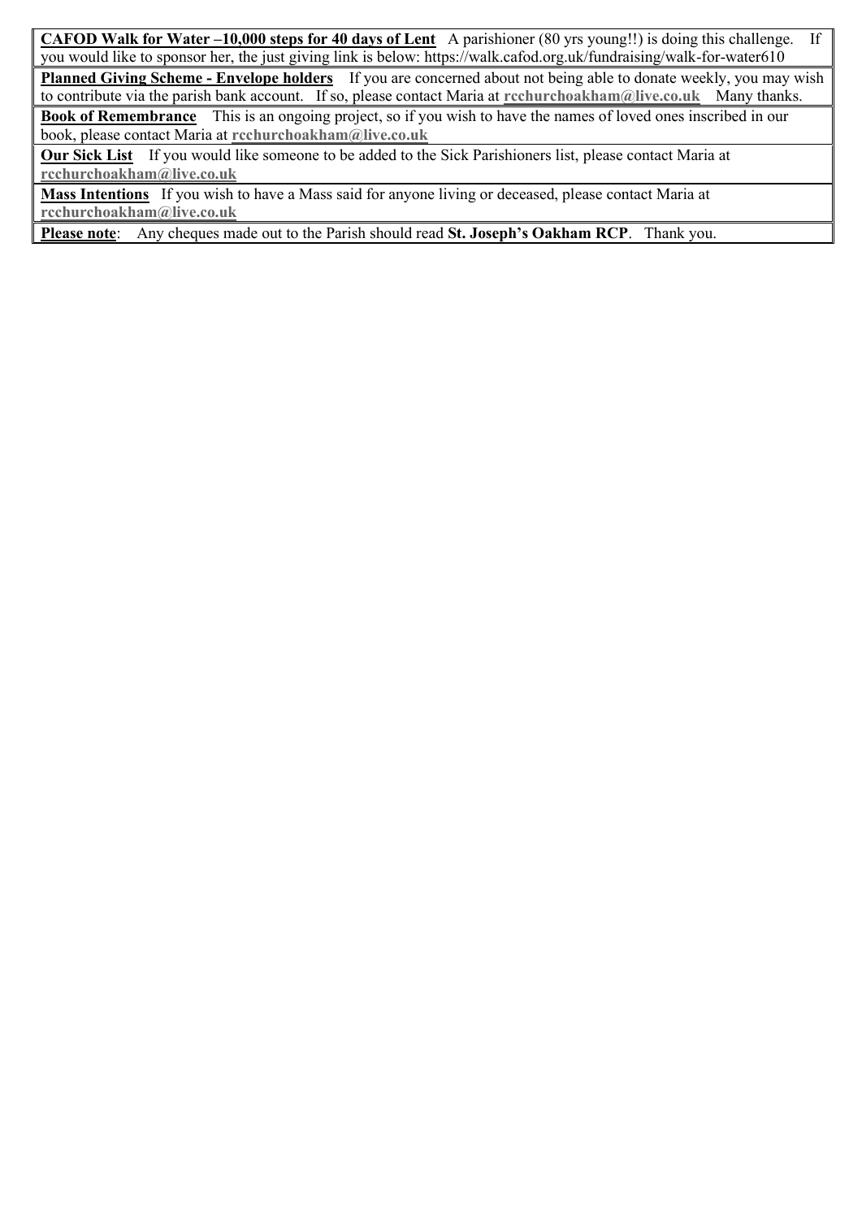**CAFOD Walk for Water –10,000 steps for 40 days of Lent** A parishioner (80 yrs young!!) is doing this challenge. If you would like to sponsor her, the just giving link is below: https://walk.cafod.org.uk/fundraising/walk-for-water610

**Planned Giving Scheme - Envelope holders** If you are concerned about not being able to donate weekly, you may wish to contribute via the parish bank account. If so, please contact Maria at **rcchurchoakham@live.co.uk** Many thanks.

**Book of Remembrance** This is an ongoing project, so if you wish to have the names of loved ones inscribed in our book, please contact Maria at **rcchurchoakham@live.co.uk**

**Our Sick List** If you would like someone to be added to the Sick Parishioners list, please contact Maria at **rcchurchoakham@live.co.uk**

**Mass Intentions** If you wish to have a Mass said for anyone living or deceased, please contact Maria at **rcchurchoakham@live.co.uk**

**Please note**: Any cheques made out to the Parish should read **St. Joseph's Oakham RCP**. Thank you.